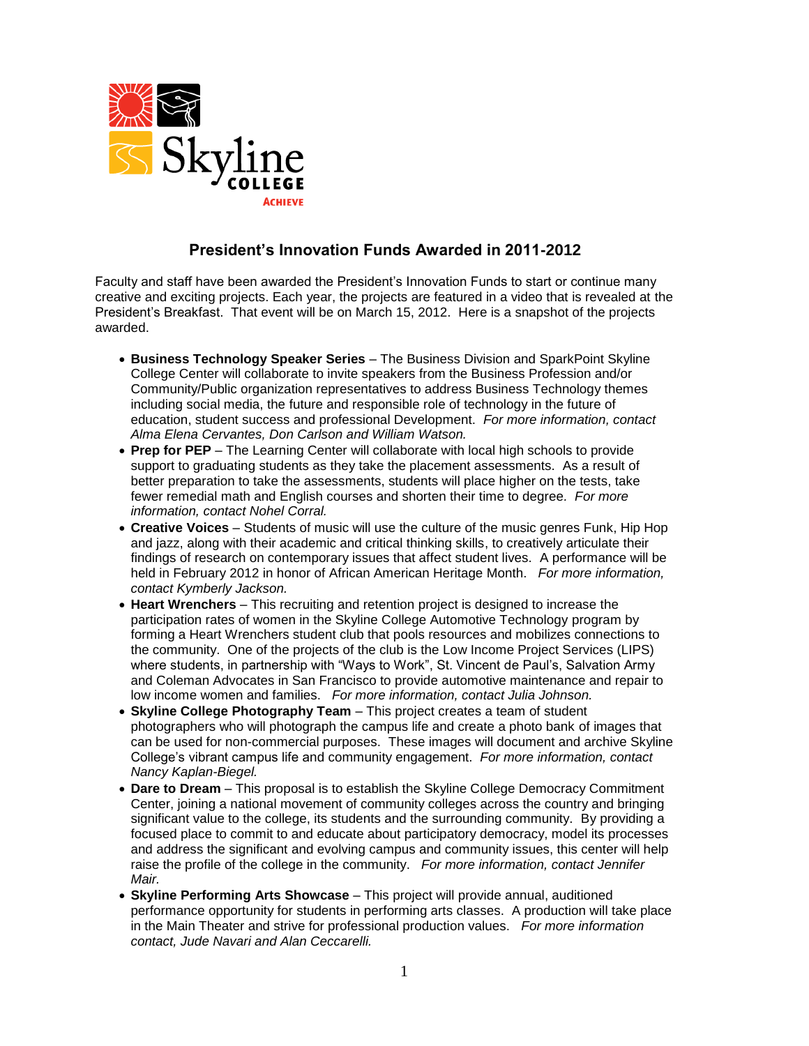Skyline College
ACHIEVE

## President's Innovation Funds Awarded in 2011-2012

Faculty and staff have been awarded the President's Innovation Funds to start or continue many creative and exciting projects. Each year, the projects are featured in a video that is revealed at the President's Breakfast. That event will be on March 15, 2012. Here is a snapshot of the projects awarded.

- **Business Technology Speaker Series** – The Business Division and SparkPoint Skyline College Center will collaborate to invite speakers from the Business Profession and/or Community/Public organization representatives to address Business Technology themes including social media, the future and responsible role of technology in the future of education, student success and professional Development. *For more information, contact Alma Elena Cervantes, Don Carlson and William Watson.*
- **Prep for PEP** – The Learning Center will collaborate with local high schools to provide support to graduating students as they take the placement assessments. As a result of better preparation to take the assessments, students will place higher on the tests, take fewer remedial math and English courses and shorten their time to degree. *For more information, contact Nohel Corral.*
- **Creative Voices** – Students of music will use the culture of the music genres Funk, Hip Hop and jazz, along with their academic and critical thinking skills, to creatively articulate their findings of research on contemporary issues that affect student lives. A performance will be held in February 2012 in honor of African American Heritage Month. *For more information, contact Kymberly Jackson.*
- **Heart Wrenchers** – This recruiting and retention project is designed to increase the participation rates of women in the Skyline College Automotive Technology program by forming a Heart Wrenchers student club that pools resources and mobilizes connections to the community. One of the projects of the club is the Low Income Project Services (LIPS) where students, in partnership with "Ways to Work", St. Vincent de Paul's, Salvation Army and Coleman Advocates in San Francisco to provide automotive maintenance and repair to low income women and families. *For more information, contact Julia Johnson.*
- **Skyline College Photography Team** – This project creates a team of student photographers who will photograph the campus life and create a photo bank of images that can be used for non-commercial purposes. These images will document and archive Skyline College's vibrant campus life and community engagement. *For more information, contact Nancy Kaplan-Biegel.*
- **Dare to Dream** – This proposal is to establish the Skyline College Democracy Commitment Center, joining a national movement of community colleges across the country and bringing significant value to the college, its students and the surrounding community. By providing a focused place to commit to and educate about participatory democracy, model its processes and address the significant and evolving campus and community issues, this center will help raise the profile of the college in the community. *For more information, contact Jennifer Mair.*
- **Skyline Performing Arts Showcase** – This project will provide annual, auditioned performance opportunity for students in performing arts classes. A production will take place in the Main Theater and strive for professional production values. *For more information contact, Jude Navari and Alan Ceccarelli.*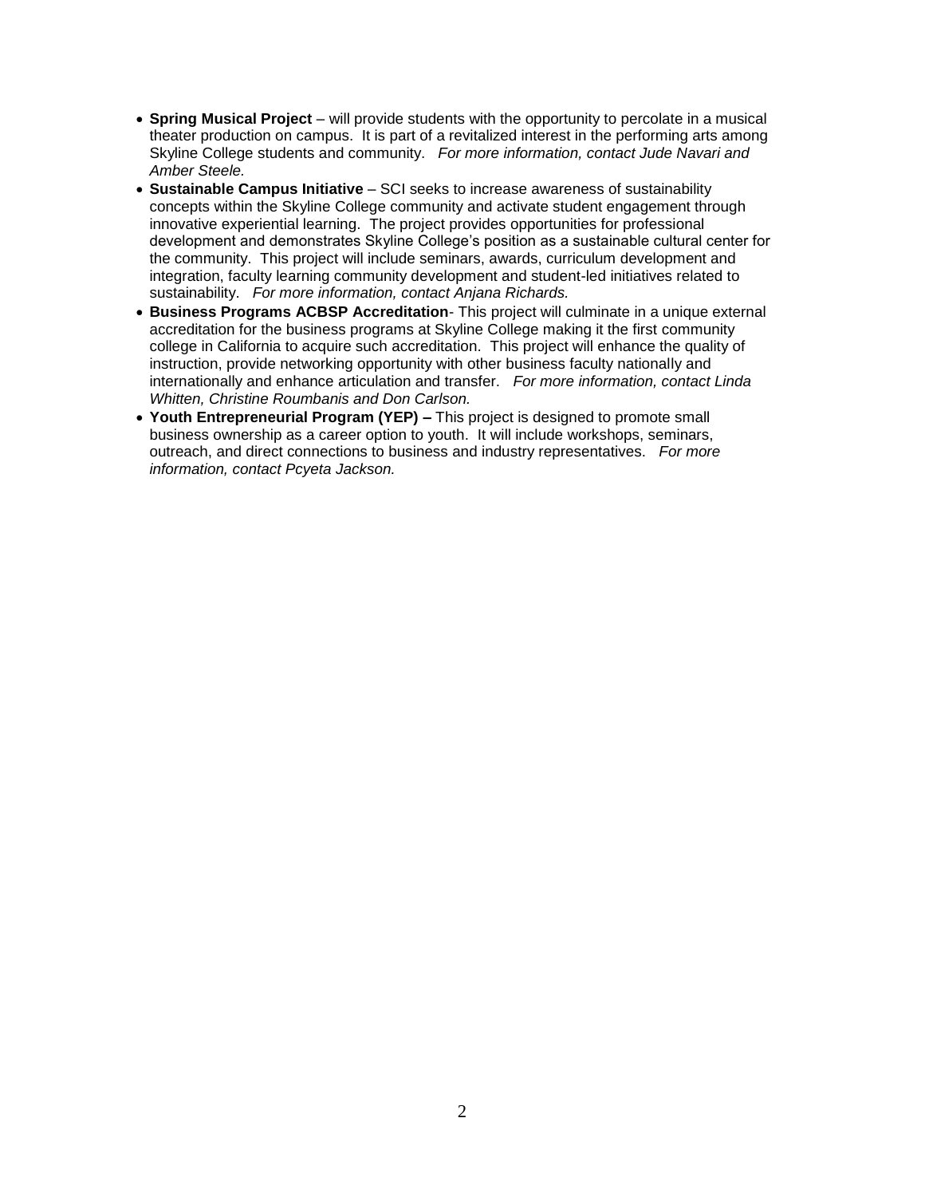- **Spring Musical Project** – will provide students with the opportunity to percolate in a musical theater production on campus. It is part of a revitalized interest in the performing arts among Skyline College students and community. *For more information, contact Jude Navari and Amber Steele.*
- **Sustainable Campus Initiative** – SCI seeks to increase awareness of sustainability concepts within the Skyline College community and activate student engagement through innovative experiential learning. The project provides opportunities for professional development and demonstrates Skyline College's position as a sustainable cultural center for the community. This project will include seminars, awards, curriculum development and integration, faculty learning community development and student-led initiatives related to sustainability. *For more information, contact Anjana Richards.*
- **Business Programs ACBSP Accreditation**- This project will culminate in a unique external accreditation for the business programs at Skyline College making it the first community college in California to acquire such accreditation. This project will enhance the quality of instruction, provide networking opportunity with other business faculty nationally and internationally and enhance articulation and transfer. *For more information, contact Linda Whitten, Christine Roumbanis and Don Carlson.*
- **Youth Entrepreneurial Program (YEP) –** This project is designed to promote small business ownership as a career option to youth. It will include workshops, seminars, outreach, and direct connections to business and industry representatives. *For more information, contact Pcyeta Jackson.*